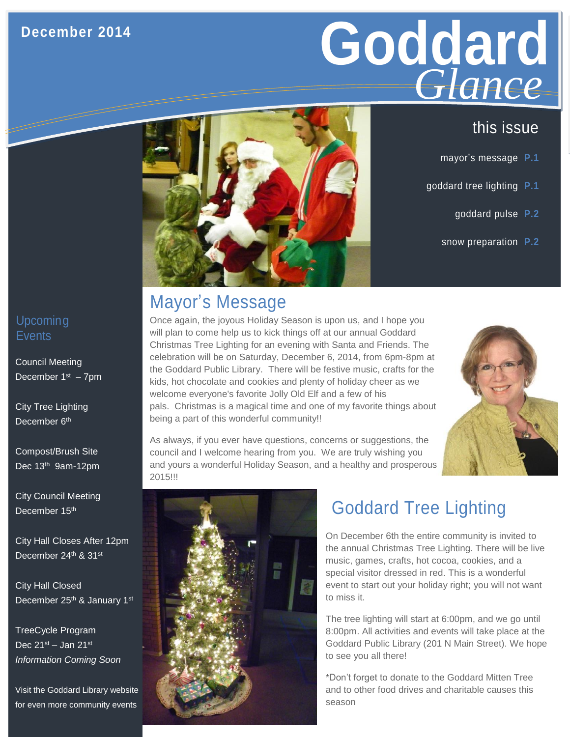December 2014

# Goddard *Glance*

## this issue

mayor's message **P.1**

goddard tree lighting **P.1**

goddard pulse **P.2**

snow preparation **P.2**

## Mayor's Message

Once again, the joyous Holiday Season is upon us, and I hope you will plan to come help us to kick things off at our annual Goddard Christmas Tree Lighting for an evening with Santa and Friends. The celebration will be on Saturday, December 6, 2014, from 6pm-8pm at the Goddard Public Library. There will be festive music, crafts for the kids, hot chocolate and cookies and plenty of holiday cheer as we welcome everyone's favorite Jolly Old Elf and a few of his pals. Christmas is a magical time and one of my favorite things about being a part of this wonderful community!!

As always, if you ever have questions, concerns or suggestions, the council and I welcome hearing from you. We are truly wishing you and yours a wonderful Holiday Season, and a healthy and prosperous 2015!!!

## Goddard Tree Lighting

On December 6th the entire community is invited to the annual Christmas Tree Lighting. There will be live music, games, crafts, hot cocoa, cookies, and a special visitor dressed in red. This is a wonderful event to start out your holiday right; you will not want to miss it.

The tree lighting will start at 6:00pm, and we go until 8:00pm. All activities and events will take place at the Goddard Public Library (201 N Main Street). We hope to see you all there!

*Don't forget to donate to the Goddard Mitten Tree and to other food drives and charitable causes this season

## Upcoming Events

Council Meeting
December 1st – 7pm

City Tree Lighting
December 6th

Compost/Brush Site
Dec 13th 9am-12pm

City Council Meeting
December 15th

City Hall Closes After 12pm
December 24th & 31st

City Hall Closed
December 25th & January 1st

TreeCycle Program
Dec 21st – Jan 21st
*Information Coming Soon*

Visit the Goddard Library website for even more community events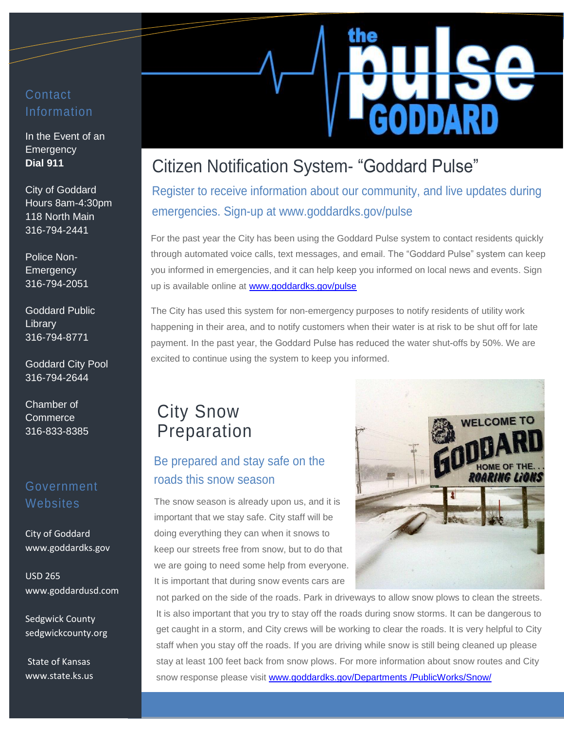## Contact Information

In the Event of an Emergency
**Dial 911**

City of Goddard
Hours 8am-4:30pm
118 North Main
316-794-2441

Police Non-Emergency
316-794-2051

Goddard Public Library
316-794-8771

Goddard City Pool
316-794-2644

Chamber of Commerce
316-833-8385

## Government Websites

City of Goddard
www.goddardks.gov

USD 265
www.goddardusd.com

Sedgwick County
sedgwickcounty.org

State of Kansas
www.state.ks.us

# Citizen Notification System- "Goddard Pulse"

### Register to receive information about our community, and live updates during emergencies. Sign-up at www.goddardks.gov/pulse

For the past year the City has been using the Goddard Pulse system to contact residents quickly through automated voice calls, text messages, and email. The "Goddard Pulse" system can keep you informed in emergencies, and it can help keep you informed on local news and events. Sign up is available online at www.goddardks.gov/pulse

The City has used this system for non-emergency purposes to notify residents of utility work happening in their area, and to notify customers when their water is at risk to be shut off for late payment. In the past year, the Goddard Pulse has reduced the water shut-offs by 50%. We are excited to continue using the system to keep you informed.

# City Snow Preparation

### Be prepared and stay safe on the roads this snow season

The snow season is already upon us, and it is important that we stay safe. City staff will be doing everything they can when it snows to keep our streets free from snow, but to do that we are going to need some help from everyone. It is important that during snow events cars are not parked on the side of the roads. Park in driveways to allow snow plows to clean the streets. It is also important that you try to stay off the roads during snow storms. It can be dangerous to get caught in a storm, and City crews will be working to clear the roads. It is very helpful to City staff when you stay off the roads. If you are driving while snow is still being cleaned up please stay at least 100 feet back from snow plows. For more information about snow routes and City snow response please visit www.goddardks.gov/Departments /PublicWorks/Snow/